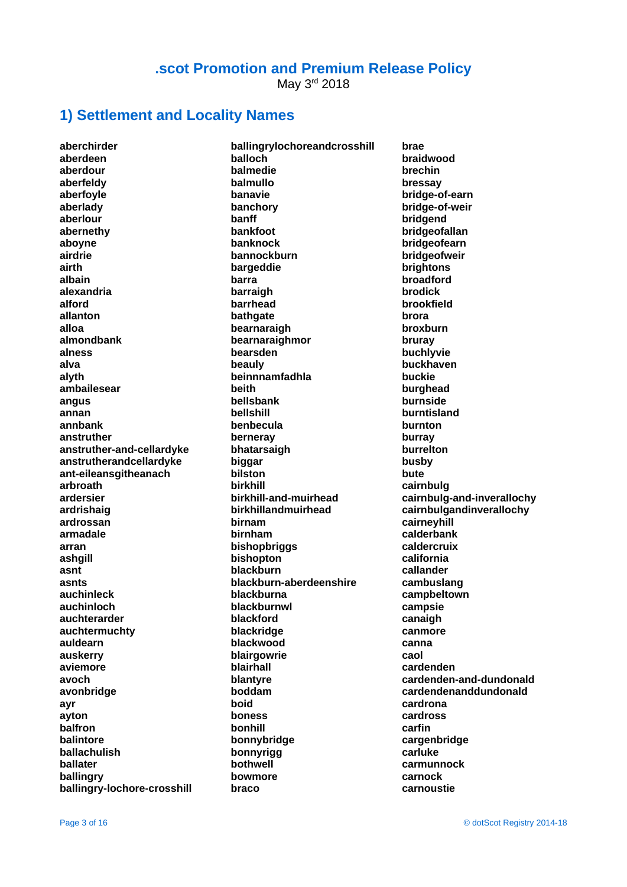# .scot Promotion and Premium Release Policy

May 3rd 2018

## 1) Settlement and Locality Names

**aberchirder**
**aberdeen**
**aberdour**
**aberfeldy**
**aberfoyle**
**aberlady**
**aberlour**
**abernethy**
**aboyne**
**airdrie**
**airth**
**albain**
**alexandria**
**alford**
**allanton**
**alloa**
**almondbank**
**alness**
**alva**
**alyth**
**ambailesear**
**angus**
**annan**
**annbank**
**anstruther**
**anstruther-and-cellardyke**
**anstrutherandcellardyke**
**ant-eileansgitheanach**
**arbroath**
**ardersier**
**ardrishaig**
**ardrossan**
**armadale**
**arran**
**ashgill**
**asnt**
**asnts**
**auchinleck**
**auchinloch**
**auchterarder**
**auchtermuchty**
**auldearn**
**auskerry**
**aviemore**
**avoch**
**avonbridge**
**ayr**
**ayton**
**balfron**
**balintore**
**ballachulish**
**ballater**
**ballingry**
**ballingry-lochore-crosshill**
**ballingrylochoreandcrosshill**
**balloch**
**balmedie**
**balmullo**
**banavie**
**banchory**
**banff**
**bankfoot**
**banknock**
**bannockburn**
**bargeddie**
**barra**
**barraigh**
**barrhead**
**bathgate**
**bearnaraigh**
**bearnaraighmor**
**bearsden**
**beauly**
**beinnnamfadhla**
**beith**
**bellsbank**
**bellshill**
**benbecula**
**berneray**
**bhatarsaigh**
**biggar**
**bilston**
**birkhill**
**birkhill-and-muirhead**
**birkhillandmuirhead**
**birnam**
**birnham**
**bishopbriggs**
**bishopton**
**blackburn**
**blackburn-aberdeenshire**
**blackburna**
**blackburnwl**
**blackford**
**blackridge**
**blackwood**
**blairgowrie**
**blairhall**
**blantyre**
**boddam**
**boid**
**boness**
**bonhill**
**bonnybridge**
**bonnyrigg**
**bothwell**
**bowmore**
**braco**
**brae**
**braidwood**
**brechin**
**bressay**
**bridge-of-earn**
**bridge-of-weir**
**bridgend**
**bridgeofallan**
**bridgeofearn**
**bridgeofweir**
**brightons**
**broadford**
**brodick**
**brookfield**
**brora**
**broxburn**
**bruray**
**buchlyvie**
**buckhaven**
**buckie**
**burghead**
**burnside**
**burntisland**
**burnton**
**burray**
**burrelton**
**busby**
**bute**
**cairnbulg**
**cairnbulg-and-inverallochy**
**cairnbulgandinverallochy**
**cairneyhill**
**calderbank**
**caldercruix**
**california**
**callander**
**cambuslang**
**campbeltown**
**campsie**
**canaigh**
**canmore**
**canna**
**caol**
**cardenden**
**cardenden-and-dundonald**
**cardendenanddundonald**
**cardrona**
**cardross**
**carfin**
**cargenbridge**
**carluke**
**carmunnock**
**carnock**
**carnoustie**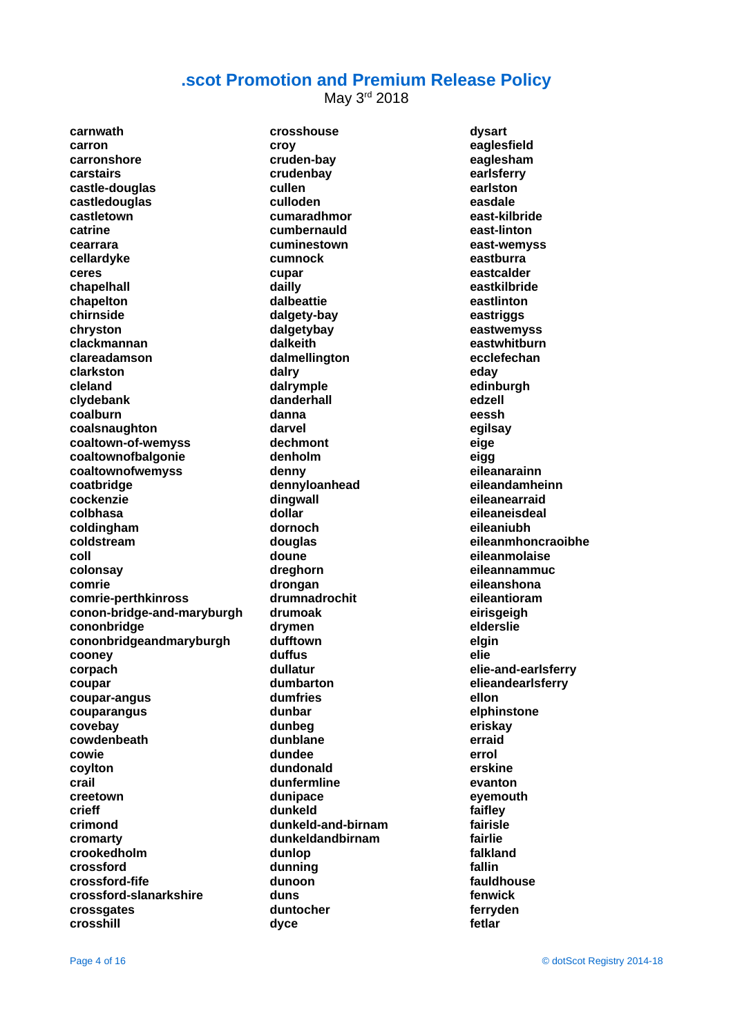# .scot Promotion and Premium Release Policy

May 3rd 2018

**carnwath**
**carron**
**carronshore**
**carstairs**
**castle-douglas**
**castledouglas**
**castletown**
**catrine**
**cearrara**
**cellardyke**
**ceres**
**chapelhall**
**chapelton**
**chirnside**
**chryston**
**clackmannan**
**clareadamson**
**clarkston**
**cleland**
**clydebank**
**coalburn**
**coalsnaughton**
**coaltown-of-wemyss**
**coaltownofbalgonie**
**coaltownofwemyss**
**coatbridge**
**cockenzie**
**colbhasa**
**coldingham**
**coldstream**
**coll**
**colonsay**
**comrie**
**comrie-perthkinross**
**conon-bridge-and-maryburgh**
**cononbridge**
**cononbridgeandmaryburgh**
**cooney**
**corpach**
**coupar**
**coupar-angus**
**couparangus**
**covebay**
**cowdenbeath**
**cowie**
**coylton**
**crail**
**creetown**
**crieff**
**crimond**
**cromarty**
**crookedholm**
**crossford**
**crossford-fife**
**crossford-slanarkshire**
**crossgates**
**crosshill**
**crosshouse**
**croy**
**cruden-bay**
**crudenbay**
**cullen**
**culloden**
**cumaradhmor**
**cumbernauld**
**cuminestown**
**cumnock**
**cupar**
**dailly**
**dalbeattie**
**dalgety-bay**
**dalgetybay**
**dalkeith**
**dalmellington**
**dalry**
**dalrymple**
**danderhall**
**danna**
**darvel**
**dechmont**
**denholm**
**denny**
**dennyloanhead**
**dingwall**
**dollar**
**dornoch**
**douglas**
**doune**
**dreghorn**
**drongan**
**drumnadrochit**
**drumoak**
**drymen**
**dufftown**
**duffus**
**dullatur**
**dumbarton**
**dumfries**
**dunbar**
**dunbeg**
**dunblane**
**dundee**
**dundonald**
**dunfermline**
**dunipace**
**dunkeld**
**dunkeld-and-birnam**
**dunkeldandbirnam**
**dunlop**
**dunning**
**dunoon**
**duns**
**duntocher**
**dyce**
**dysart**
**eaglesfield**
**eaglesham**
**earlsferry**
**earlston**
**easdale**
**east-kilbride**
**east-linton**
**east-wemyss**
**eastburra**
**eastcalder**
**eastkilbride**
**eastlinton**
**eastriggs**
**eastwemyss**
**eastwhitburn**
**ecclefechan**
**eday**
**edinburgh**
**edzell**
**eessh**
**egilsay**
**eige**
**eigg**
**eileanarainn**
**eileandamheinn**
**eileanearraid**
**eileaneisdeal**
**eileaniubh**
**eileanmhoncraoibhe**
**eileanmolaise**
**eileannammuc**
**eileanshona**
**eileantioram**
**eirisgeigh**
**elderslie**
**elgin**
**elie**
**elie-and-earlsferry**
**elieandearlsferry**
**ellon**
**elphinstone**
**eriskay**
**erraid**
**errol**
**erskine**
**evanton**
**eyemouth**
**faifley**
**fairisle**
**fairlie**
**falkland**
**fallin**
**fauldhouse**
**fenwick**
**ferryden**
**fetlar**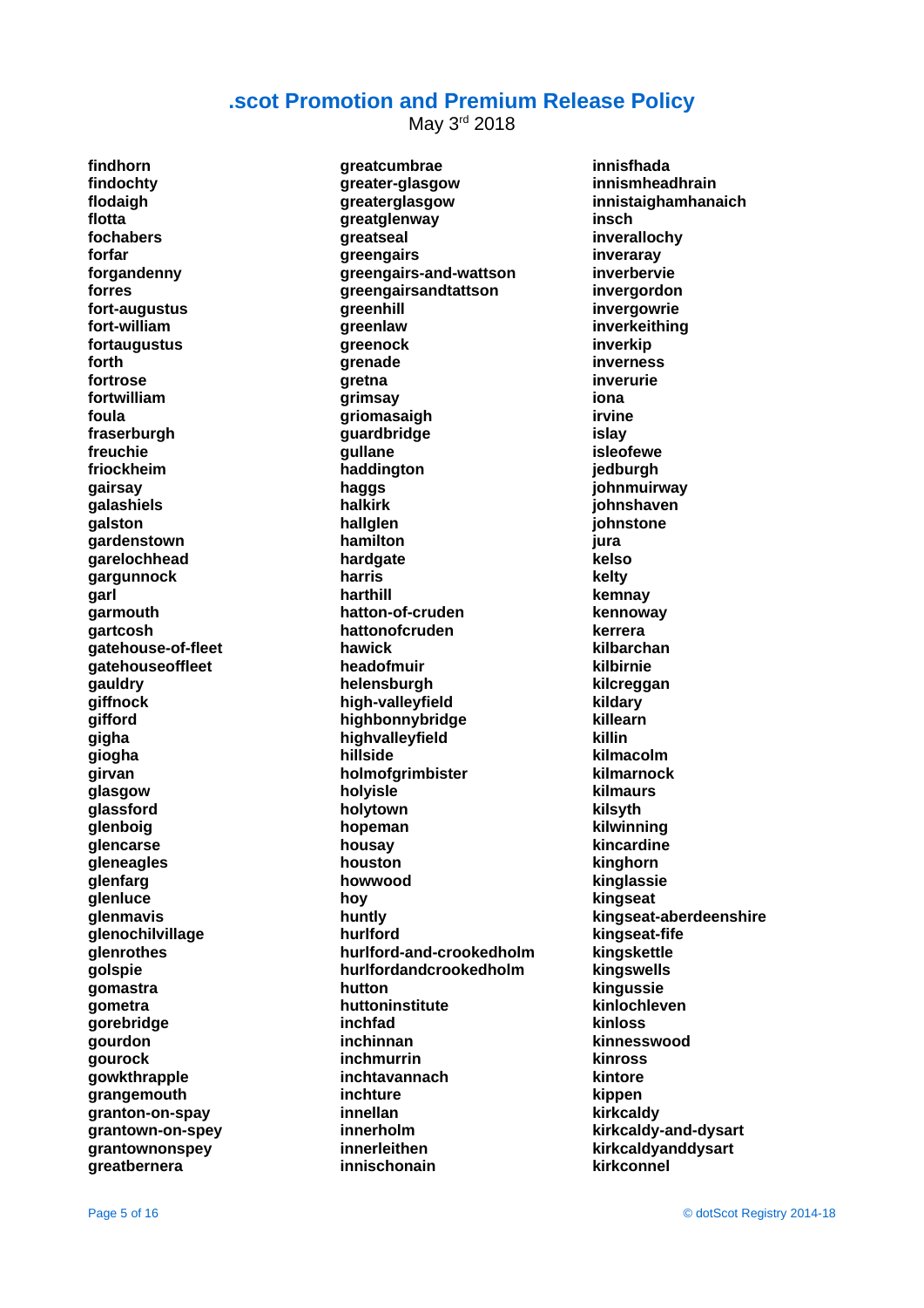# .scot Promotion and Premium Release Policy

May 3rd 2018

**findhorn**
**findochty**
**flodaigh**
**flotta**
**fochabers**
**forfar**
**forgandenny**
**forres**
**fort-augustus**
**fort-william**
**fortaugustus**
**forth**
**fortrose**
**fortwilliam**
**foula**
**fraserburgh**
**freuchie**
**friockheim**
**gairsay**
**galashiels**
**galston**
**gardenstown**
**garelochhead**
**gargunnock**
**garl**
**garmouth**
**gartcosh**
**gatehouse-of-fleet**
**gatehouseoffleet**
**gauldry**
**giffnock**
**gifford**
**gigha**
**giogha**
**girvan**
**glasgow**
**glassford**
**glenboig**
**glencarse**
**gleneagles**
**glenfarg**
**glenluce**
**glenmavis**
**glenochilvillage**
**glenrothes**
**golspie**
**gomastra**
**gometra**
**gorebridge**
**gourdon**
**gourock**
**gowkthrapple**
**grangemouth**
**granton-on-spay**
**grantown-on-spey**
**grantownonspey**
**greatbernera**
**greatcumbrae**
**greater-glasgow**
**greaterglasgow**
**greatglenway**
**greatseal**
**greengairs**
**greengairs-and-wattson**
**greengairsandtattson**
**greenhill**
**greenlaw**
**greenock**
**grenade**
**gretna**
**grimsay**
**griomasaigh**
**guardbridge**
**gullane**
**haddington**
**haggs**
**halkirk**
**hallglen**
**hamilton**
**hardgate**
**harris**
**harthill**
**hatton-of-cruden**
**hattonofcruden**
**hawick**
**headofmuir**
**helensburgh**
**high-valleyfield**
**highbonnybridge**
**highvalleyfield**
**hillside**
**holmofgrimbister**
**holyisle**
**holytown**
**hopeman**
**housay**
**houston**
**howwood**
**hoy**
**huntly**
**hurlford**
**hurlford-and-crookedholm**
**hurlfordandcrookedholm**
**hutton**
**huttoninstitute**
**inchfad**
**inchinnan**
**inchmurrin**
**inchtavannach**
**inchture**
**innellan**
**innerholm**
**innerleithen**
**innischonain**
**innisfhada**
**innismheadhrain**
**innistaighamhanaich**
**insch**
**inverallochy**
**inveraray**
**inverbervie**
**invergordon**
**invergowrie**
**inverkeithing**
**inverkip**
**inverness**
**inverurie**
**iona**
**irvine**
**islay**
**isleofewe**
**jedburgh**
**johnmuirway**
**johnshaven**
**johnstone**
**jura**
**kelso**
**kelty**
**kemnay**
**kennoway**
**kerrera**
**kilbarchan**
**kilbirnie**
**kilcreggan**
**kildary**
**killearn**
**killin**
**kilmacolm**
**kilmarnock**
**kilmaurs**
**kilsyth**
**kilwinning**
**kincardine**
**kinghorn**
**kinglassie**
**kingseat**
**kingseat-aberdeenshire**
**kingseat-fife**
**kingskettle**
**kingswells**
**kingussie**
**kinlochleven**
**kinloss**
**kinnesswood**
**kinross**
**kintore**
**kippen**
**kirkcaldy**
**kirkcaldy-and-dysart**
**kirkcaldyanddysart**
**kirkconnel**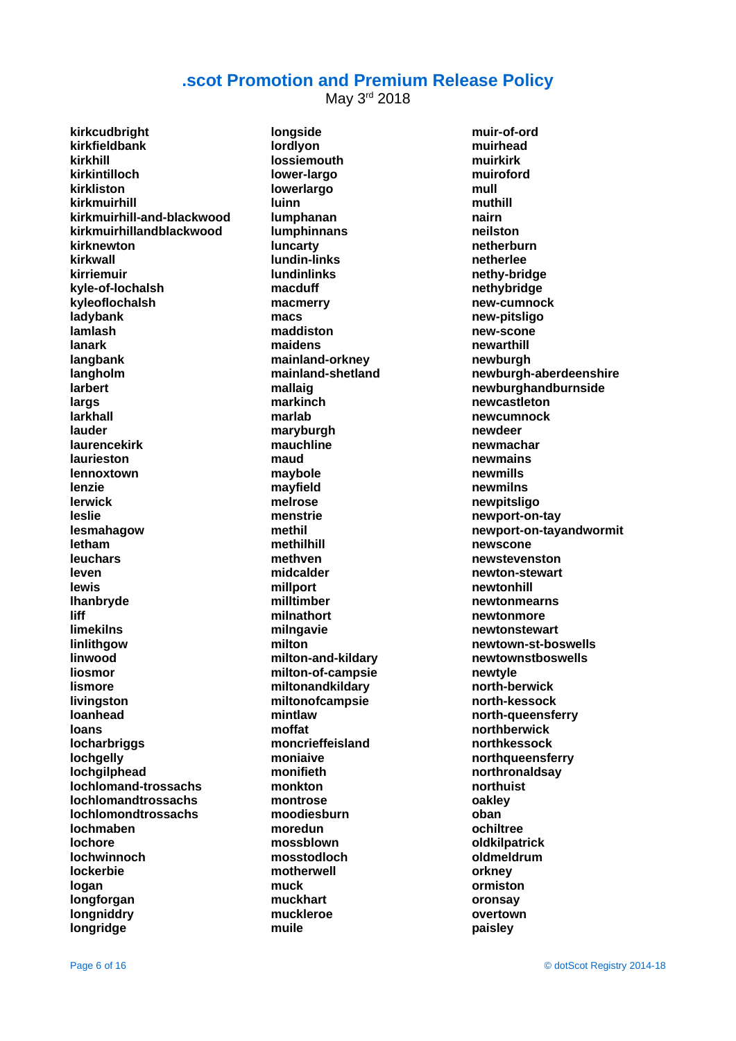## .scot Promotion and Premium Release Policy

May 3rd 2018

**kirkcudbright**
**kirkfieldbank**
**kirkhill**
**kirkintilloch**
**kirkliston**
**kirkmuirhill**
**kirkmuirhill-and-blackwood**
**kirkmuirhillandblackwood**
**kirknewton**
**kirkwall**
**kirriemuir**
**kyle-of-lochalsh**
**kyleoflochalsh**
**ladybank**
**lamlash**
**lanark**
**langbank**
**langholm**
**larbert**
**largs**
**larkhall**
**lauder**
**laurencekirk**
**laurieston**
**lennoxtown**
**lenzie**
**lerwick**
**leslie**
**lesmahagow**
**letham**
**leuchars**
**leven**
**lewis**
**lhanbryde**
**liff**
**limekilns**
**linlithgow**
**linwood**
**liosmor**
**lismore**
**livingston**
**loanhead**
**loans**
**locharbriggs**
**lochgelly**
**lochgilphead**
**lochlomand-trossachs**
**lochlomandtrossachs**
**lochlomondtrossachs**
**lochmaben**
**lochore**
**lochwinnoch**
**lockerbie**
**logan**
**longforgan**
**longniddry**
**longridge**
**longside**
**lordlyon**
**lossiemouth**
**lower-largo**
**lowerlargo**
**luinn**
**lumphanan**
**lumphinnans**
**luncarty**
**lundin-links**
**lundinlinks**
**macduff**
**macmerry**
**macs**
**maddiston**
**maidens**
**mainland-orkney**
**mainland-shetland**
**mallaig**
**markinch**
**marlab**
**maryburgh**
**mauchline**
**maud**
**maybole**
**mayfield**
**melrose**
**menstrie**
**methil**
**methilhill**
**methven**
**midcalder**
**millport**
**milltimber**
**milnathort**
**milngavie**
**milton**
**milton-and-kildary**
**milton-of-campsie**
**miltonandkildary**
**miltonofcampsie**
**mintlaw**
**moffat**
**moncrieffeisland**
**moniaive**
**monifieth**
**monkton**
**montrose**
**moodiesburn**
**moredun**
**mossblown**
**mosstodloch**
**motherwell**
**muck**
**muckhart**
**muckleroe**
**muile**
**muir-of-ord**
**muirhead**
**muirkirk**
**muiroford**
**mull**
**muthill**
**nairn**
**neilston**
**netherburn**
**netherlee**
**nethy-bridge**
**nethybridge**
**new-cumnock**
**new-pitsligo**
**new-scone**
**newarthill**
**newburgh**
**newburgh-aberdeenshire**
**newburghandburnside**
**newcastleton**
**newcumnock**
**newdeer**
**newmachar**
**newmains**
**newmills**
**newmilns**
**newpitsligo**
**newport-on-tay**
**newport-on-tayandwormit**
**newscone**
**newstevenston**
**newton-stewart**
**newtonhill**
**newtonmearns**
**newtonmore**
**newtonstewart**
**newtown-st-boswells**
**newtownstboswells**
**newtyle**
**north-berwick**
**north-kessock**
**north-queensferry**
**northberwick**
**northkessock**
**northqueensferry**
**northronaldsay**
**northuist**
**oakley**
**oban**
**ochiltree**
**oldkilpatrick**
**oldmeldrum**
**orkney**
**ormiston**
**oronsay**
**overtown**
**paisley**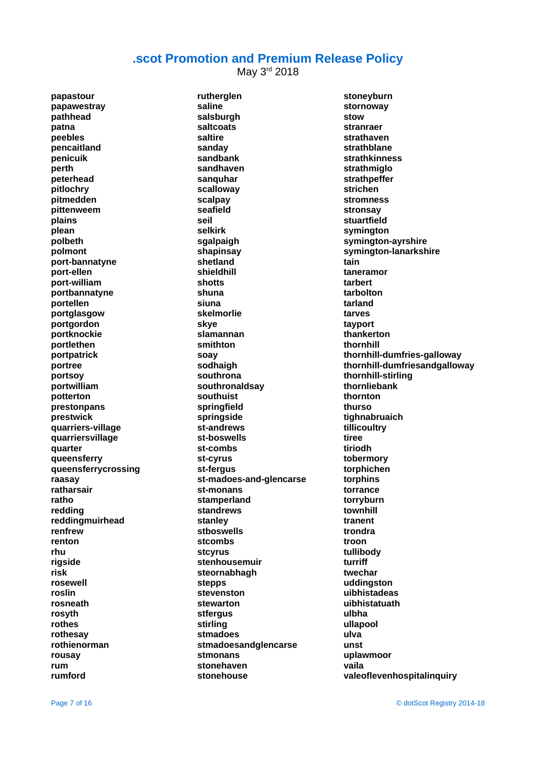**papastour**
**papawestray**
**pathhead**
**patna**
**peebles**
**pencaitland**
**penicuik**
**perth**
**peterhead**
**pitlochry**
**pitmedden**
**pittenweem**
**plains**
**plean**
**polbeth**
**polmont**
**port-bannatyne**
**port-ellen**
**port-william**
**portbannatyne**
**portellen**
**portglasgow**
**portgordon**
**portknockie**
**portlethen**
**portpatrick**
**portree**
**portsoy**
**portwilliam**
**potterton**
**prestonpans**
**prestwick**
**quarriers-village**
**quarriersvillage**
**quarter**
**queensferry**
**queensferrycrossing**
**raasay**
**ratharsair**
**ratho**
**redding**
**reddingmuirhead**
**renfrew**
**renton**
**rhu**
**rigside**
**risk**
**rosewell**
**roslin**
**rosneath**
**rosyth**
**rothes**
**rothesay**
**rothienorman**
**rousay**
**rum**
**rumford**
**rutherglen**
**saline**
**salsburgh**
**saltcoats**
**saltire**
**sanday**
**sandbank**
**sandhaven**
**sanquhar**
**scalloway**
**scalpay**
**seafield**
**seil**
**selkirk**
**sgalpaigh**
**shapinsay**
**shetland**
**shieldhill**
**shotts**
**shuna**
**siuna**
**skelmorlie**
**skye**
**slamannan**
**smithton**
**soay**
**sodhaigh**
**southrona**
**southronaldsay**
**southuist**
**springfield**
**springside**
**st-andrews**
**st-boswells**
**st-combs**
**st-cyrus**
**st-fergus**
**st-madoes-and-glencarse**
**st-monans**
**stamperland**
**standrews**
**stanley**
**stboswells**
**stcombs**
**stcyrus**
**stenhousemuir**
**steornabhagh**
**stepps**
**stevenston**
**stewarton**
**stfergus**
**stirling**
**stmadoes**
**stmadoesandglencarse**
**stmonans**
**stonehaven**
**stonehouse**
**stoneyburn**
**stornoway**
**stow**
**stranraer**
**strathaven**
**strathblane**
**strathkinness**
**strathmiglo**
**strathpeffer**
**strichen**
**stromness**
**stronsay**
**stuartfield**
**symington**
**symington-ayrshire**
**symington-lanarkshire**
**tain**
**taneramor**
**tarbert**
**tarbolton**
**tarland**
**tarves**
**tayport**
**thankerton**
**thornhill**
**thornhill-dumfries-galloway**
**thornhill-dumfriesandgalloway**
**thornhill-stirling**
**thornliebank**
**thornton**
**thurso**
**tighnabruaich**
**tillicoultry**
**tiree**
**tiriodh**
**tobermory**
**torphichen**
**torphins**
**torrance**
**torryburn**
**townhill**
**tranent**
**trondra**
**troon**
**tullibody**
**turriff**
**twechar**
**uddingston**
**uibhistadeas**
**uibhistatuath**
**ulbha**
**ullapool**
**ulva**
**unst**
**uplawmoor**
**vaila**
**valeoflevenhospitalinquiry**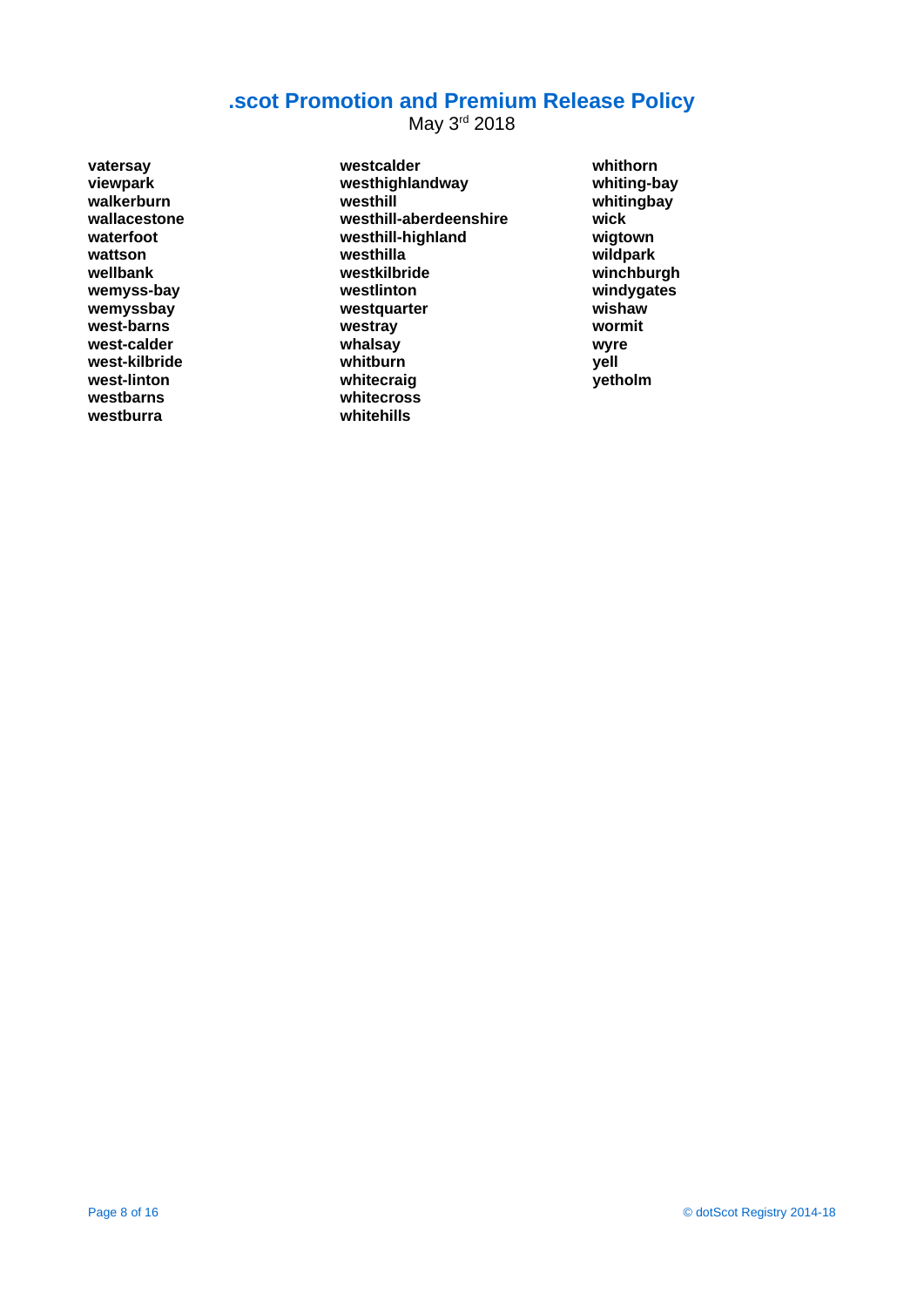**vatersay**
**viewpark**
**walkerburn**
**wallacestone**
**waterfoot**
**wattson**
**wellbank**
**wemyss-bay**
**wemyssbay**
**west-barns**
**west-calder**
**west-kilbride**
**west-linton**
**westbarns**
**westburra**
**westcalder**
**westhighlandway**
**westhill**
**westhill-aberdeenshire**
**westhill-highland**
**westhilla**
**westkilbride**
**westlinton**
**westquarter**
**westray**
**whalsay**
**whitburn**
**whitecraig**
**whitecross**
**whitehills**
**whithorn**
**whiting-bay**
**whitingbay**
**wick**
**wigtown**
**wildpark**
**winchburgh**
**windygates**
**wishaw**
**wormit**
**wyre**
**yell**
**yetholm**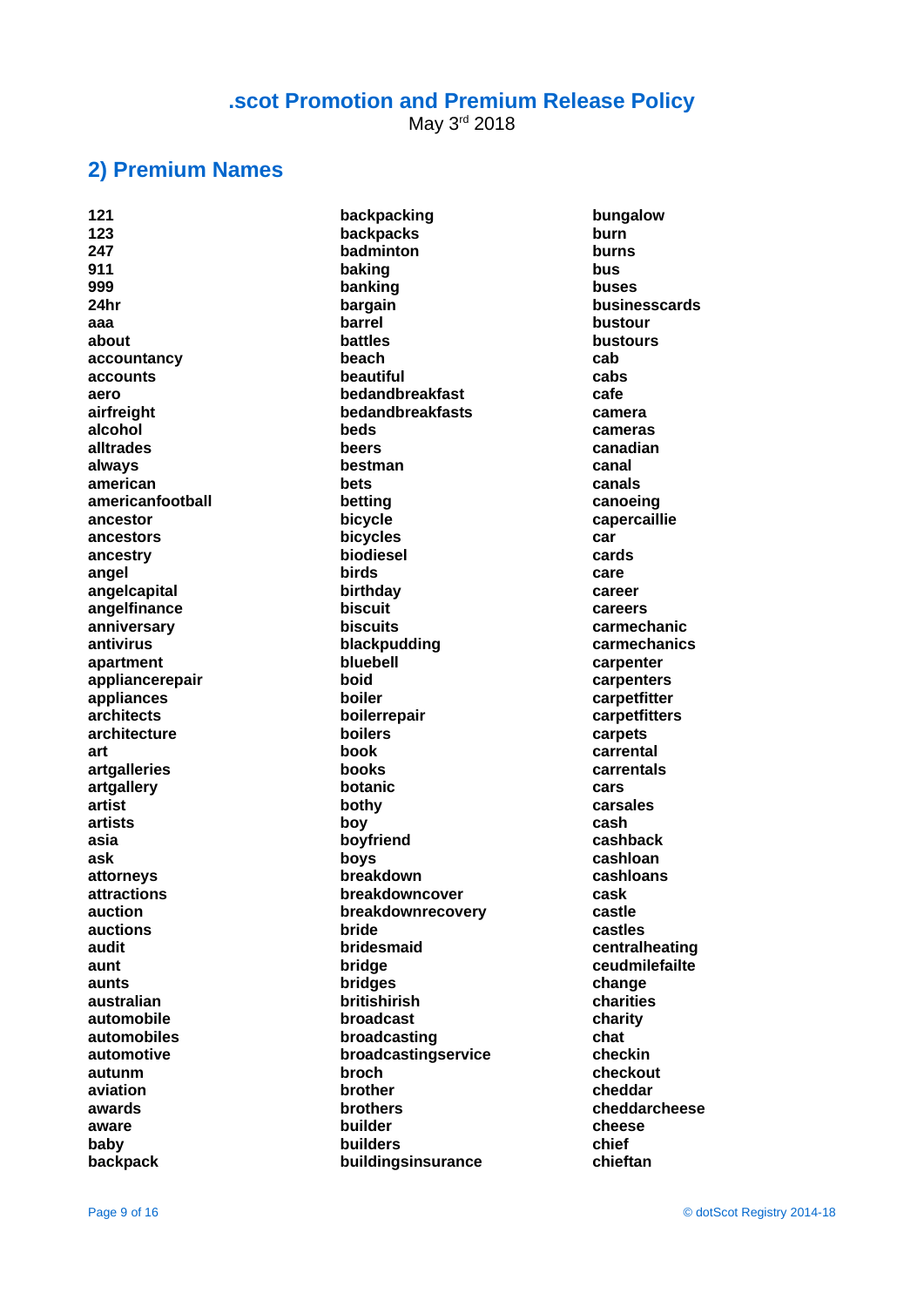# .scot Promotion and Premium Release Policy

May 3rd 2018

## 2) Premium Names

**121**
**123**
**247**
**911**
**999**
**24hr**
**aaa**
**about**
**accountancy**
**accounts**
**aero**
**airfreight**
**alcohol**
**alltrades**
**always**
**american**
**americanfootball**
**ancestor**
**ancestors**
**ancestry**
**angel**
**angelcapital**
**angelfinance**
**anniversary**
**antivirus**
**apartment**
**appliancerepair**
**appliances**
**architects**
**architecture**
**art**
**artgalleries**
**artgallery**
**artist**
**artists**
**asia**
**ask**
**attorneys**
**attractions**
**auction**
**auctions**
**audit**
**aunt**
**aunts**
**australian**
**automobile**
**automobiles**
**automotive**
**autunm**
**aviation**
**awards**
**aware**
**baby**
**backpack**
**backpacking**
**backpacks**
**badminton**
**baking**
**banking**
**bargain**
**barrel**
**battles**
**beach**
**beautiful**
**bedandbreakfast**
**bedandbreakfasts**
**beds**
**beers**
**bestman**
**bets**
**betting**
**bicycle**
**bicycles**
**biodiesel**
**birds**
**birthday**
**biscuit**
**biscuits**
**blackpudding**
**bluebell**
**boid**
**boiler**
**boilerrepair**
**boilers**
**book**
**books**
**botanic**
**bothy**
**boy**
**boyfriend**
**boys**
**breakdown**
**breakdowncover**
**breakdownrecovery**
**bride**
**bridesmaid**
**bridge**
**bridges**
**britishirish**
**broadcast**
**broadcasting**
**broadcastingservice**
**broch**
**brother**
**brothers**
**builder**
**builders**
**buildingsinsurance**
**bungalow**
**burn**
**burns**
**bus**
**buses**
**businesscards**
**bustour**
**bustours**
**cab**
**cabs**
**cafe**
**camera**
**cameras**
**canadian**
**canal**
**canals**
**canoeing**
**capercaillie**
**car**
**cards**
**care**
**career**
**careers**
**carmechanic**
**carmechanics**
**carpenter**
**carpenters**
**carpetfitter**
**carpetfitters**
**carpets**
**carrental**
**carrentals**
**cars**
**carsales**
**cash**
**cashback**
**cashloan**
**cashloans**
**cask**
**castle**
**castles**
**centralheating**
**ceudmilefailte**
**change**
**charities**
**charity**
**chat**
**checkin**
**checkout**
**cheddar**
**cheddarcheese**
**cheese**
**chief**
**chieftan**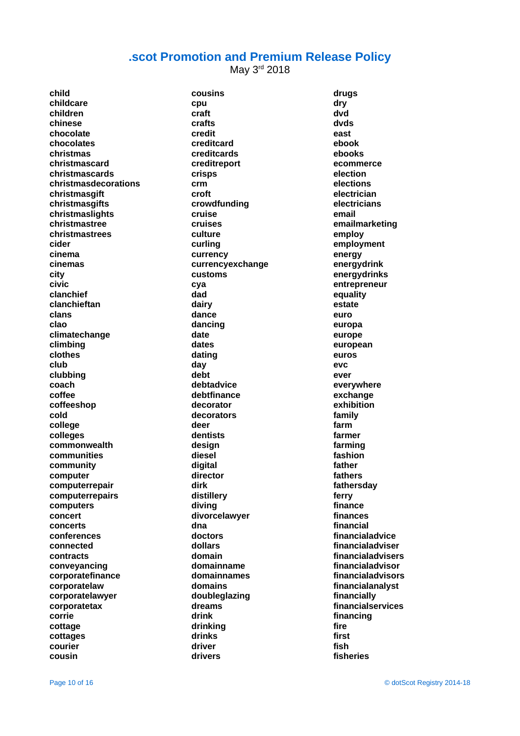# .scot Promotion and Premium Release Policy

May 3rd 2018

**child**
**childcare**
**children**
**chinese**
**chocolate**
**chocolates**
**christmas**
**christmascard**
**christmascards**
**christmasdecorations**
**christmasgift**
**christmasgifts**
**christmaslights**
**christmastree**
**christmastrees**
**cider**
**cinema**
**cinemas**
**city**
**civic**
**clanchief**
**clanchieftan**
**clans**
**clao**
**climatechange**
**climbing**
**clothes**
**club**
**clubbing**
**coach**
**coffee**
**coffeeshop**
**cold**
**college**
**colleges**
**commonwealth**
**communities**
**community**
**computer**
**computerrepair**
**computerrepairs**
**computers**
**concert**
**concerts**
**conferences**
**connected**
**contracts**
**conveyancing**
**corporatefinance**
**corporatelaw**
**corporatelawyer**
**corporatetax**
**corrie**
**cottage**
**cottages**
**courier**
**cousin**
**cousins**
**cpu**
**craft**
**crafts**
**credit**
**creditcard**
**creditcards**
**creditreport**
**crisps**
**crm**
**croft**
**crowdfunding**
**cruise**
**cruises**
**culture**
**curling**
**currency**
**currencyexchange**
**customs**
**cya**
**dad**
**dairy**
**dance**
**dancing**
**date**
**dates**
**dating**
**day**
**debt**
**debtadvice**
**debtfinance**
**decorator**
**decorators**
**deer**
**dentists**
**design**
**diesel**
**digital**
**director**
**dirk**
**distillery**
**diving**
**divorcelawyer**
**dna**
**doctors**
**dollars**
**domain**
**domainname**
**domainnames**
**domains**
**doubleglazing**
**dreams**
**drink**
**drinking**
**drinks**
**driver**
**drivers**
**drugs**
**dry**
**dvd**
**dvds**
**east**
**ebook**
**ebooks**
**ecommerce**
**election**
**elections**
**electrician**
**electricians**
**email**
**emailmarketing**
**employ**
**employment**
**energy**
**energydrink**
**energydrinks**
**entrepreneur**
**equality**
**estate**
**euro**
**europa**
**europe**
**european**
**euros**
**evc**
**ever**
**everywhere**
**exchange**
**exhibition**
**family**
**farm**
**farmer**
**farming**
**fashion**
**father**
**fathers**
**fathersday**
**ferry**
**finance**
**finances**
**financial**
**financialadvice**
**financialadviser**
**financialadvisers**
**financialadvisor**
**financialadvisors**
**financialanalyst**
**financially**
**financialservices**
**financing**
**fire**
**first**
**fish**
**fisheries**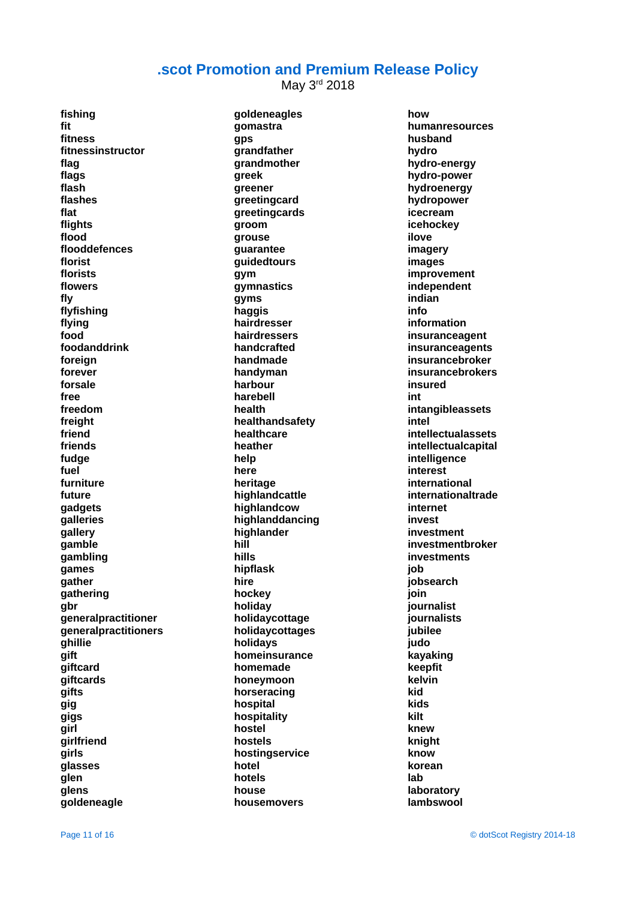# .scot Promotion and Premium Release Policy

May 3rd 2018

**fishing**
**fit**
**fitness**
**fitnessinstructor**
**flag**
**flags**
**flash**
**flashes**
**flat**
**flights**
**flood**
**flooddefences**
**florist**
**florists**
**flowers**
**fly**
**flyfishing**
**flying**
**food**
**foodanddrink**
**foreign**
**forever**
**forsale**
**free**
**freedom**
**freight**
**friend**
**friends**
**fudge**
**fuel**
**furniture**
**future**
**gadgets**
**galleries**
**gallery**
**gamble**
**gambling**
**games**
**gather**
**gathering**
**gbr**
**generalpractitioner**
**generalpractitioners**
**ghillie**
**gift**
**giftcard**
**giftcards**
**gifts**
**gig**
**gigs**
**girl**
**girlfriend**
**girls**
**glasses**
**glen**
**glens**
**goldeneagle**
**goldeneagles**
**gomastra**
**gps**
**grandfather**
**grandmother**
**greek**
**greener**
**greetingcard**
**greetingcards**
**groom**
**grouse**
**guarantee**
**guidedtours**
**gym**
**gymnastics**
**gyms**
**haggis**
**hairdresser**
**hairdressers**
**handcrafted**
**handmade**
**handyman**
**harbour**
**harebell**
**health**
**healthandsafety**
**healthcare**
**heather**
**help**
**here**
**heritage**
**highlandcattle**
**highlandcow**
**highlanddancing**
**highlander**
**hill**
**hills**
**hipflask**
**hire**
**hockey**
**holiday**
**holidaycottage**
**holidaycottages**
**holidays**
**homeinsurance**
**homemade**
**honeymoon**
**horseracing**
**hospital**
**hospitality**
**hostel**
**hostels**
**hostingservice**
**hotel**
**hotels**
**house**
**housemovers**
**how**
**humanresources**
**husband**
**hydro**
**hydro-energy**
**hydro-power**
**hydroenergy**
**hydropower**
**icecream**
**icehockey**
**ilove**
**imagery**
**images**
**improvement**
**independent**
**indian**
**info**
**information**
**insuranceagent**
**insuranceagents**
**insurancebroker**
**insurancebrokers**
**insured**
**int**
**intangibleassets**
**intel**
**intellectualassets**
**intellectualcapital**
**intelligence**
**interest**
**international**
**internationaltrade**
**internet**
**invest**
**investment**
**investmentbroker**
**investments**
**job**
**jobsearch**
**join**
**journalist**
**journalists**
**jubilee**
**judo**
**kayaking**
**keepfit**
**kelvin**
**kid**
**kids**
**kilt**
**knew**
**knight**
**know**
**korean**
**lab**
**laboratory**
**lambswool**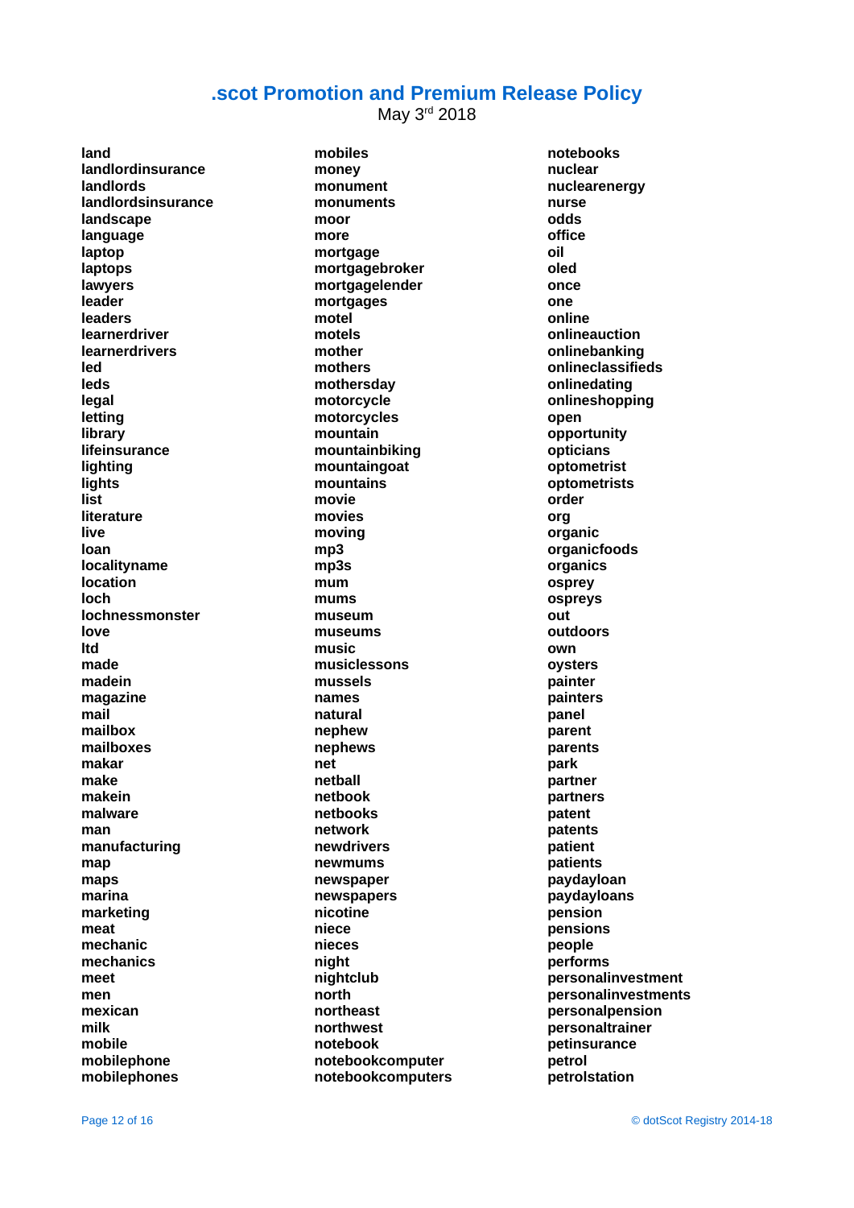# .scot Promotion and Premium Release Policy

May 3rd 2018

**land**
**landlordinsurance**
**landlords**
**landlordsinsurance**
**landscape**
**language**
**laptop**
**laptops**
**lawyers**
**leader**
**leaders**
**learnerdriver**
**learnerdrivers**
**led**
**leds**
**legal**
**letting**
**library**
**lifeinsurance**
**lighting**
**lights**
**list**
**literature**
**live**
**loan**
**localityname**
**location**
**loch**
**lochnessmonster**
**love**
**ltd**
**made**
**madein**
**magazine**
**mail**
**mailbox**
**mailboxes**
**makar**
**make**
**makein**
**malware**
**man**
**manufacturing**
**map**
**maps**
**marina**
**marketing**
**meat**
**mechanic**
**mechanics**
**meet**
**men**
**mexican**
**milk**
**mobile**
**mobilephone**
**mobilephones**
**mobiles**
**money**
**monument**
**monuments**
**moor**
**more**
**mortgage**
**mortgagebroker**
**mortgagelender**
**mortgages**
**motel**
**motels**
**mother**
**mothers**
**mothersday**
**motorcycle**
**motorcycles**
**mountain**
**mountainbiking**
**mountaingoat**
**mountains**
**movie**
**movies**
**moving**
**mp3**
**mp3s**
**mum**
**mums**
**museum**
**museums**
**music**
**musiclessons**
**mussels**
**names**
**natural**
**nephew**
**nephews**
**net**
**netball**
**netbook**
**netbooks**
**network**
**newdrivers**
**newmums**
**newspaper**
**newspapers**
**nicotine**
**niece**
**nieces**
**night**
**nightclub**
**north**
**northeast**
**northwest**
**notebook**
**notebookcomputer**
**notebookcomputers**
**notebooks**
**nuclear**
**nuclearenergy**
**nurse**
**odds**
**office**
**oil**
**oled**
**once**
**one**
**online**
**onlineauction**
**onlinebanking**
**onlineclassifieds**
**onlinedating**
**onlineshopping**
**open**
**opportunity**
**opticians**
**optometrist**
**optometrists**
**order**
**org**
**organic**
**organicfoods**
**organics**
**osprey**
**ospreys**
**out**
**outdoors**
**own**
**oysters**
**painter**
**painters**
**panel**
**parent**
**parents**
**park**
**partner**
**partners**
**patent**
**patents**
**patient**
**patients**
**paydayloan**
**paydayloans**
**pension**
**pensions**
**people**
**performs**
**personalinvestment**
**personalinvestments**
**personalpension**
**personaltrainer**
**petinsurance**
**petrol**
**petrolstation**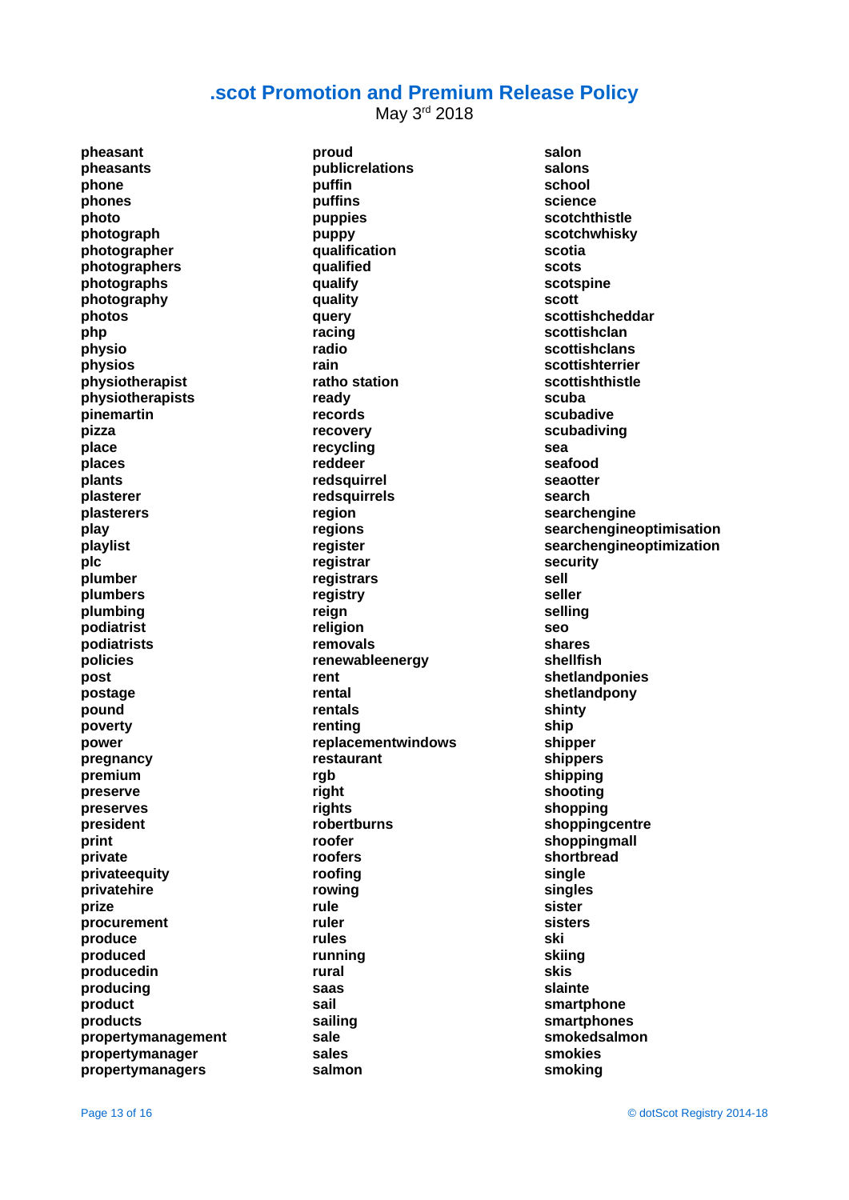# .scot Promotion and Premium Release Policy

May 3rd 2018

**pheasant**
**pheasants**
**phone**
**phones**
**photo**
**photograph**
**photographer**
**photographers**
**photographs**
**photography**
**photos**
**php**
**physio**
**physios**
**physiotherapist**
**physiotherapists**
**pinemartin**
**pizza**
**place**
**places**
**plants**
**plasterer**
**plasterers**
**play**
**playlist**
**plc**
**plumber**
**plumbers**
**plumbing**
**podiatrist**
**podiatrists**
**policies**
**post**
**postage**
**pound**
**poverty**
**power**
**pregnancy**
**premium**
**preserve**
**preserves**
**president**
**print**
**private**
**privateequity**
**privatehire**
**prize**
**procurement**
**produce**
**produced**
**producedin**
**producing**
**product**
**products**
**propertymanagement**
**propertymanager**
**propertymanagers**
**proud**
**publicrelations**
**puffin**
**puffins**
**puppies**
**puppy**
**qualification**
**qualified**
**qualify**
**quality**
**query**
**racing**
**radio**
**rain**
**ratho station**
**ready**
**records**
**recovery**
**recycling**
**reddeer**
**redsquirrel**
**redsquirrels**
**region**
**regions**
**register**
**registrar**
**registrars**
**registry**
**reign**
**religion**
**removals**
**renewableenergy**
**rent**
**rental**
**rentals**
**renting**
**replacementwindows**
**restaurant**
**rgb**
**right**
**rights**
**robertburns**
**roofer**
**roofers**
**roofing**
**rowing**
**rule**
**ruler**
**rules**
**running**
**rural**
**saas**
**sail**
**sailing**
**sale**
**sales**
**salmon**
**salon**
**salons**
**school**
**science**
**scotchthistle**
**scotchwhisky**
**scotia**
**scots**
**scotspine**
**scott**
**scottishcheddar**
**scottishclan**
**scottishclans**
**scottishterrier**
**scottishthistle**
**scuba**
**scubadive**
**scubadiving**
**sea**
**seafood**
**seaotter**
**search**
**searchengine**
**searchengineoptimisation**
**searchengineoptimization**
**security**
**sell**
**seller**
**selling**
**seo**
**shares**
**shellfish**
**shetlandponies**
**shetlandpony**
**shinty**
**ship**
**shipper**
**shippers**
**shipping**
**shooting**
**shopping**
**shoppingcentre**
**shoppingmall**
**shortbread**
**single**
**singles**
**sister**
**sisters**
**ski**
**skiing**
**skis**
**slainte**
**smartphone**
**smartphones**
**smokedsalmon**
**smokies**
**smoking**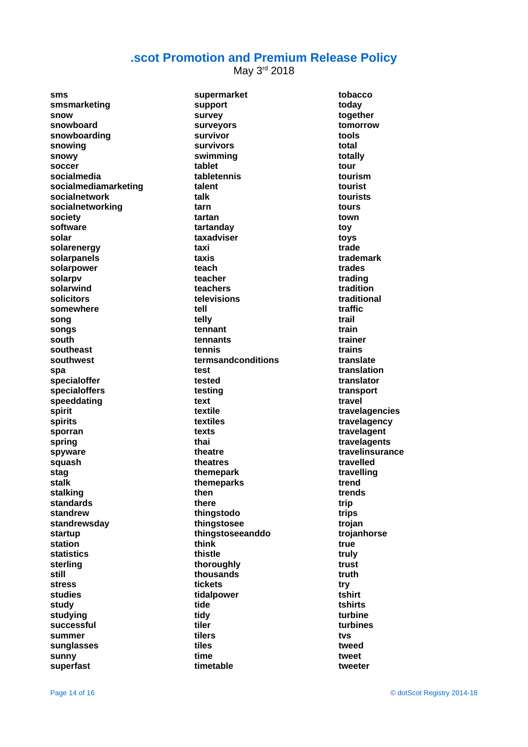# .scot Promotion and Premium Release Policy

May 3rd 2018

**sms**
**smsmarketing**
**snow**
**snowboard**
**snowboarding**
**snowing**
**snowy**
**soccer**
**socialmedia**
**socialmediamarketing**
**socialnetwork**
**socialnetworking**
**society**
**software**
**solar**
**solarenergy**
**solarpanels**
**solarpower**
**solarpv**
**solarwind**
**solicitors**
**somewhere**
**song**
**songs**
**south**
**southeast**
**southwest**
**spa**
**specialoffer**
**specialoffers**
**speeddating**
**spirit**
**spirits**
**sporran**
**spring**
**spyware**
**squash**
**stag**
**stalk**
**stalking**
**standards**
**standrew**
**standrewsday**
**startup**
**station**
**statistics**
**sterling**
**still**
**stress**
**studies**
**study**
**studying**
**successful**
**summer**
**sunglasses**
**sunny**
**superfast**
**supermarket**
**support**
**survey**
**surveyors**
**survivor**
**survivors**
**swimming**
**tablet**
**tabletennis**
**talent**
**talk**
**tarn**
**tartan**
**tartanday**
**taxadviser**
**taxi**
**taxis**
**teach**
**teacher**
**teachers**
**televisions**
**tell**
**telly**
**tennant**
**tennants**
**tennis**
**termsandconditions**
**test**
**tested**
**testing**
**text**
**textile**
**textiles**
**texts**
**thai**
**theatre**
**theatres**
**themepark**
**themeparks**
**then**
**there**
**thingstodo**
**thingstosee**
**thingstoseeanddo**
**think**
**thistle**
**thoroughly**
**thousands**
**tickets**
**tidalpower**
**tide**
**tidy**
**tiler**
**tilers**
**tiles**
**time**
**timetable**
**tobacco**
**today**
**together**
**tomorrow**
**tools**
**total**
**totally**
**tour**
**tourism**
**tourist**
**tourists**
**tours**
**town**
**toy**
**toys**
**trade**
**trademark**
**trades**
**trading**
**tradition**
**traditional**
**traffic**
**trail**
**train**
**trainer**
**trains**
**translate**
**translation**
**translator**
**transport**
**travel**
**travelagencies**
**travelagency**
**travelagent**
**travelagents**
**travelinsurance**
**travelled**
**travelling**
**trend**
**trends**
**trip**
**trips**
**trojan**
**trojanhorse**
**true**
**truly**
**trust**
**truth**
**try**
**tshirt**
**tshirts**
**turbine**
**turbines**
**tvs**
**tweed**
**tweet**
**tweeter**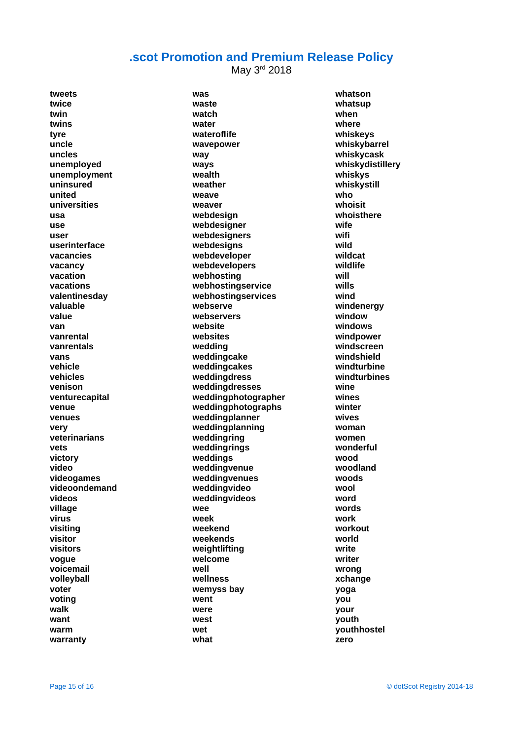**tweets**
**twice**
**twin**
**twins**
**tyre**
**uncle**
**uncles**
**unemployed**
**unemployment**
**uninsured**
**united**
**universities**
**usa**
**use**
**user**
**userinterface**
**vacancies**
**vacancy**
**vacation**
**vacations**
**valentinesday**
**valuable**
**value**
**van**
**vanrental**
**vanrentals**
**vans**
**vehicle**
**vehicles**
**venison**
**venturecapital**
**venue**
**venues**
**very**
**veterinarians**
**vets**
**victory**
**video**
**videogames**
**videoondemand**
**videos**
**village**
**virus**
**visiting**
**visitor**
**visitors**
**vogue**
**voicemail**
**volleyball**
**voter**
**voting**
**walk**
**want**
**warm**
**warranty**
**was**
**waste**
**watch**
**water**
**wateroflife**
**wavepower**
**way**
**ways**
**wealth**
**weather**
**weave**
**weaver**
**webdesign**
**webdesigner**
**webdesigners**
**webdesigns**
**webdeveloper**
**webdevelopers**
**webhosting**
**webhostingservice**
**webhostingservices**
**webserve**
**webservers**
**website**
**websites**
**wedding**
**weddingcake**
**weddingcakes**
**weddingdress**
**weddingdresses**
**weddingphotographer**
**weddingphotographs**
**weddingplanner**
**weddingplanning**
**weddingring**
**weddingrings**
**weddings**
**weddingvenue**
**weddingvenues**
**weddingvideo**
**weddingvideos**
**wee**
**week**
**weekend**
**weekends**
**weightlifting**
**welcome**
**well**
**wellness**
**wemyss bay**
**went**
**were**
**west**
**wet**
**what**
**whatson**
**whatsup**
**when**
**where**
**whiskeys**
**whiskybarrel**
**whiskycask**
**whiskydistillery**
**whiskys**
**whiskystill**
**who**
**whoisit**
**whoisthere**
**wife**
**wifi**
**wild**
**wildcat**
**wildlife**
**will**
**wills**
**wind**
**windenergy**
**window**
**windows**
**windpower**
**windscreen**
**windshield**
**windturbine**
**windturbines**
**wine**
**wines**
**winter**
**wives**
**woman**
**women**
**wonderful**
**wood**
**woodland**
**woods**
**wool**
**word**
**words**
**work**
**workout**
**world**
**write**
**writer**
**wrong**
**xchange**
**yoga**
**you**
**your**
**youth**
**youthhostel**
**zero**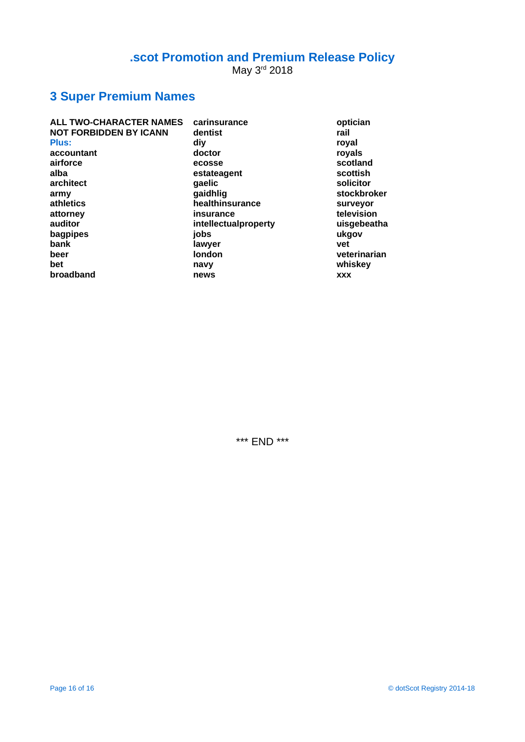# .scot Promotion and Premium Release Policy

May 3rd 2018

## 3 Super Premium Names

**ALL TWO-CHARACTER NAMES NOT FORBIDDEN BY ICANN**

**Plus:**

**accountant**
**airforce**
**alba**
**architect**
**army**
**athletics**
**attorney**
**auditor**
**bagpipes**
**bank**
**beer**
**bet**
**broadband**
**carinsurance**
**dentist**
**diy**
**doctor**
**ecosse**
**estateagent**
**gaelic**
**gaidhlig**
**healthinsurance**
**insurance**
**intellectualproperty**
**jobs**
**lawyer**
**london**
**navy**
**news**
**optician**
**rail**
**royal**
**royals**
**scotland**
**scottish**
**solicitor**
**stockbroker**
**surveyor**
**television**
**uisgebeatha**
**ukgov**
**vet**
**veterinarian**
**whiskey**
**xxx**

*** END ***